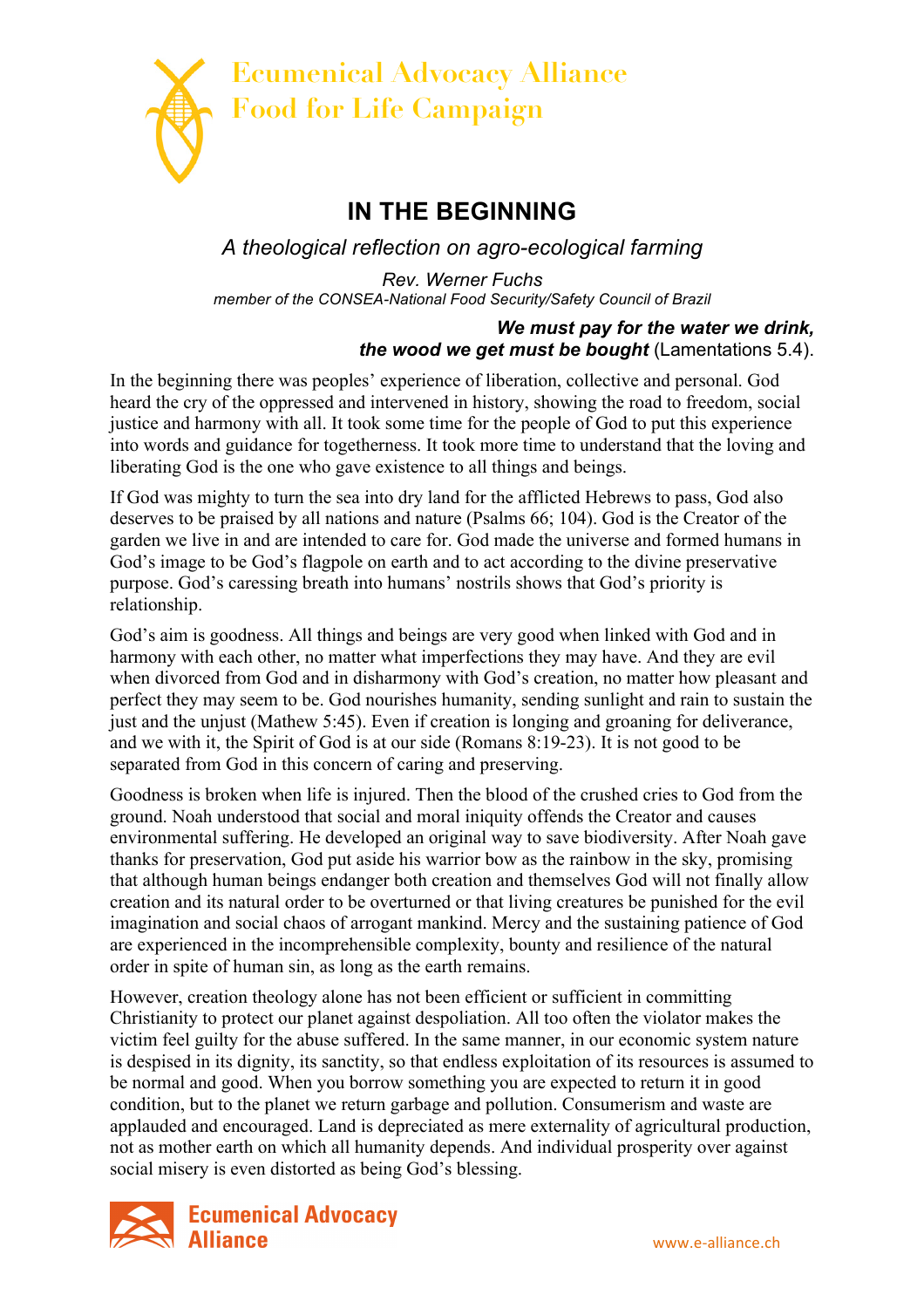Ecumenical Advocacy Alliance
Food for Life Campaign

# IN THE BEGINNING

*A theological reflection on agro-ecological farming*

*Rev. Werner Fuchs*
*member of the CONSEA-National Food Security/Safety Council of Brazil*

***We must pay for the water we drink, the wood we get must be bought*** (Lamentations 5.4).

In the beginning there was peoples' experience of liberation, collective and personal. God heard the cry of the oppressed and intervened in history, showing the road to freedom, social justice and harmony with all. It took some time for the people of God to put this experience into words and guidance for togetherness. It took more time to understand that the loving and liberating God is the one who gave existence to all things and beings.

If God was mighty to turn the sea into dry land for the afflicted Hebrews to pass, God also deserves to be praised by all nations and nature (Psalms 66; 104). God is the Creator of the garden we live in and are intended to care for. God made the universe and formed humans in God's image to be God's flagpole on earth and to act according to the divine preservative purpose. God's caressing breath into humans' nostrils shows that God's priority is relationship.

God's aim is goodness. All things and beings are very good when linked with God and in harmony with each other, no matter what imperfections they may have. And they are evil when divorced from God and in disharmony with God's creation, no matter how pleasant and perfect they may seem to be. God nourishes humanity, sending sunlight and rain to sustain the just and the unjust (Mathew 5:45). Even if creation is longing and groaning for deliverance, and we with it, the Spirit of God is at our side (Romans 8:19-23). It is not good to be separated from God in this concern of caring and preserving.

Goodness is broken when life is injured. Then the blood of the crushed cries to God from the ground. Noah understood that social and moral iniquity offends the Creator and causes environmental suffering. He developed an original way to save biodiversity. After Noah gave thanks for preservation, God put aside his warrior bow as the rainbow in the sky, promising that although human beings endanger both creation and themselves God will not finally allow creation and its natural order to be overturned or that living creatures be punished for the evil imagination and social chaos of arrogant mankind. Mercy and the sustaining patience of God are experienced in the incomprehensible complexity, bounty and resilience of the natural order in spite of human sin, as long as the earth remains.

However, creation theology alone has not been efficient or sufficient in committing Christianity to protect our planet against despoliation. All too often the violator makes the victim feel guilty for the abuse suffered. In the same manner, in our economic system nature is despised in its dignity, its sanctity, so that endless exploitation of its resources is assumed to be normal and good. When you borrow something you are expected to return it in good condition, but to the planet we return garbage and pollution. Consumerism and waste are applauded and encouraged. Land is depreciated as mere externality of agricultural production, not as mother earth on which all humanity depends. And individual prosperity over against social misery is even distorted as being God's blessing.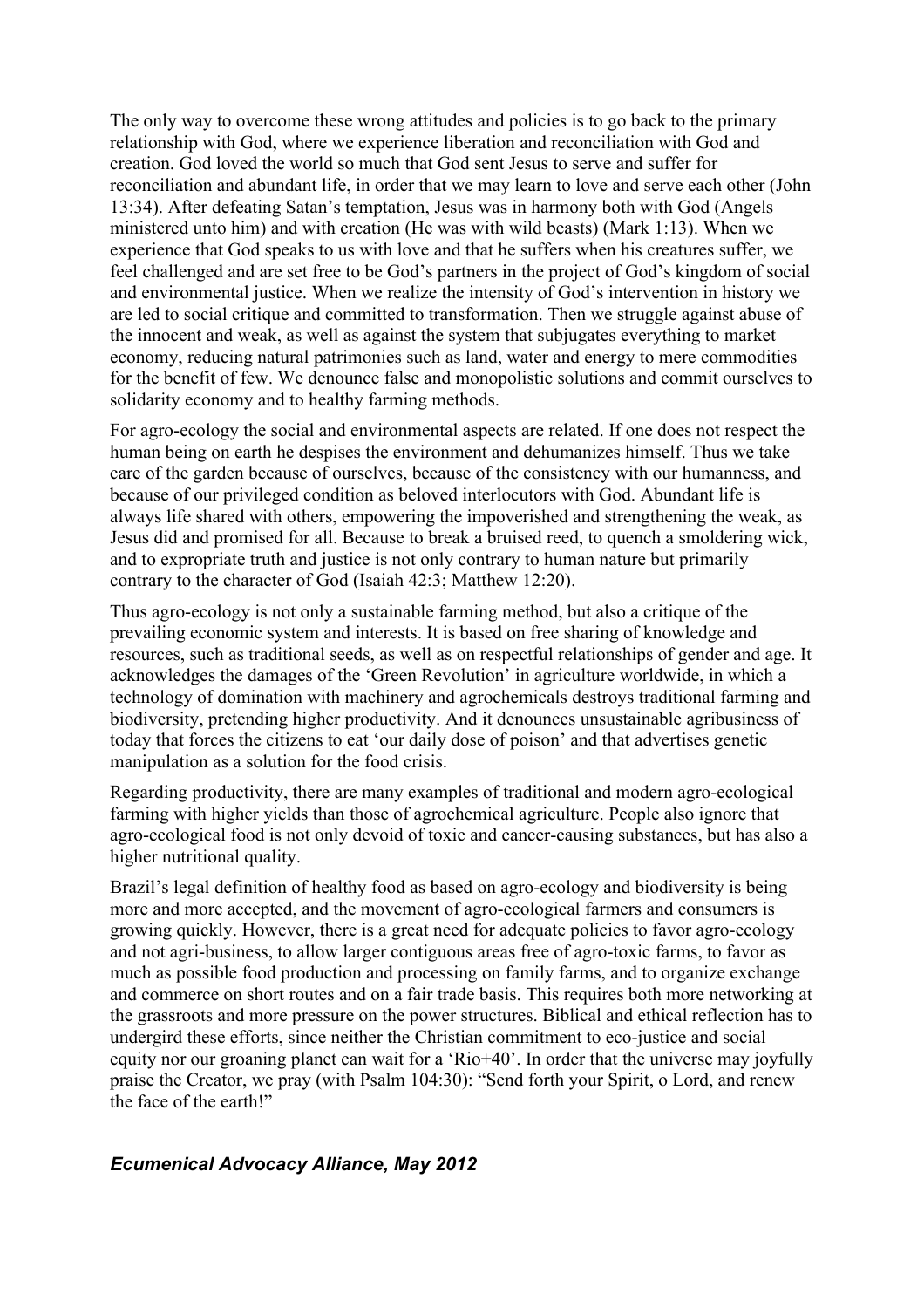The only way to overcome these wrong attitudes and policies is to go back to the primary relationship with God, where we experience liberation and reconciliation with God and creation. God loved the world so much that God sent Jesus to serve and suffer for reconciliation and abundant life, in order that we may learn to love and serve each other (John 13:34). After defeating Satan's temptation, Jesus was in harmony both with God (Angels ministered unto him) and with creation (He was with wild beasts) (Mark 1:13). When we experience that God speaks to us with love and that he suffers when his creatures suffer, we feel challenged and are set free to be God's partners in the project of God's kingdom of social and environmental justice. When we realize the intensity of God's intervention in history we are led to social critique and committed to transformation. Then we struggle against abuse of the innocent and weak, as well as against the system that subjugates everything to market economy, reducing natural patrimonies such as land, water and energy to mere commodities for the benefit of few. We denounce false and monopolistic solutions and commit ourselves to solidarity economy and to healthy farming methods.

For agro-ecology the social and environmental aspects are related. If one does not respect the human being on earth he despises the environment and dehumanizes himself. Thus we take care of the garden because of ourselves, because of the consistency with our humanness, and because of our privileged condition as beloved interlocutors with God. Abundant life is always life shared with others, empowering the impoverished and strengthening the weak, as Jesus did and promised for all. Because to break a bruised reed, to quench a smoldering wick, and to expropriate truth and justice is not only contrary to human nature but primarily contrary to the character of God (Isaiah 42:3; Matthew 12:20).

Thus agro-ecology is not only a sustainable farming method, but also a critique of the prevailing economic system and interests. It is based on free sharing of knowledge and resources, such as traditional seeds, as well as on respectful relationships of gender and age. It acknowledges the damages of the 'Green Revolution' in agriculture worldwide, in which a technology of domination with machinery and agrochemicals destroys traditional farming and biodiversity, pretending higher productivity. And it denounces unsustainable agribusiness of today that forces the citizens to eat 'our daily dose of poison' and that advertises genetic manipulation as a solution for the food crisis.

Regarding productivity, there are many examples of traditional and modern agro-ecological farming with higher yields than those of agrochemical agriculture. People also ignore that agro-ecological food is not only devoid of toxic and cancer-causing substances, but has also a higher nutritional quality.

Brazil's legal definition of healthy food as based on agro-ecology and biodiversity is being more and more accepted, and the movement of agro-ecological farmers and consumers is growing quickly. However, there is a great need for adequate policies to favor agro-ecology and not agri-business, to allow larger contiguous areas free of agro-toxic farms, to favor as much as possible food production and processing on family farms, and to organize exchange and commerce on short routes and on a fair trade basis. This requires both more networking at the grassroots and more pressure on the power structures. Biblical and ethical reflection has to undergird these efforts, since neither the Christian commitment to eco-justice and social equity nor our groaning planet can wait for a 'Rio+40'. In order that the universe may joyfully praise the Creator, we pray (with Psalm 104:30): "Send forth your Spirit, o Lord, and renew the face of the earth!"

***Ecumenical Advocacy Alliance, May 2012***